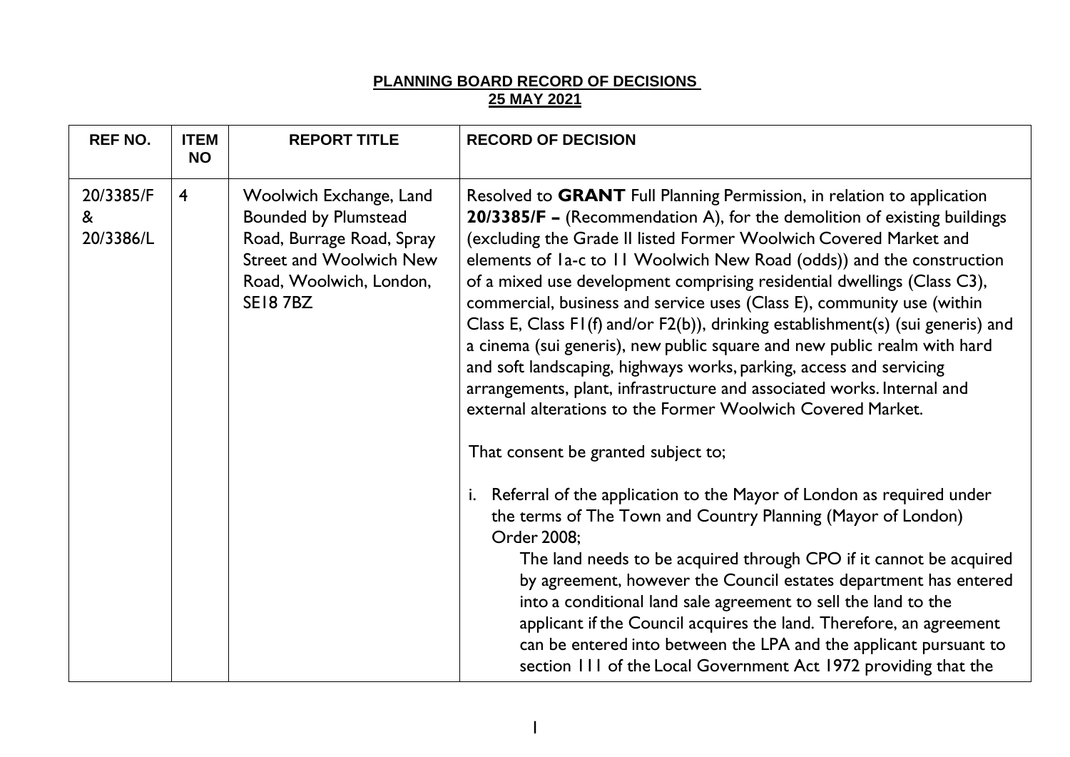**PLANNING BOARD RECORD OF DECISIONS**
**25 MAY 2021**

| REF NO. | ITEM NO | REPORT TITLE | RECORD OF DECISION |
|---|---|---|---|
| 20/3385/F & 20/3386/L | 4 | Woolwich Exchange, Land Bounded by Plumstead Road, Burrage Road, Spray Street and Woolwich New Road, Woolwich, London, SE18 7BZ | Resolved to **GRANT** Full Planning Permission, in relation to application **20/3385/F –** (Recommendation A), for the demolition of existing buildings (excluding the Grade II listed Former Woolwich Covered Market and elements of 1a-c to 11 Woolwich New Road (odds)) and the construction of a mixed use development comprising residential dwellings (Class C3), commercial, business and service uses (Class E), community use (within Class E, Class F1(f) and/or F2(b)), drinking establishment(s) (sui generis) and a cinema (sui generis), new public square and new public realm with hard and soft landscaping, highways works, parking, access and servicing arrangements, plant, infrastructure and associated works. Internal and external alterations to the Former Woolwich Covered Market.<br><br>That consent be granted subject to;<br><br>i. Referral of the application to the Mayor of London as required under the terms of The Town and Country Planning (Mayor of London) Order 2008;<br>The land needs to be acquired through CPO if it cannot be acquired by agreement, however the Council estates department has entered into a conditional land sale agreement to sell the land to the applicant if the Council acquires the land. Therefore, an agreement can be entered into between the LPA and the applicant pursuant to section 111 of the Local Government Act 1972 providing that the |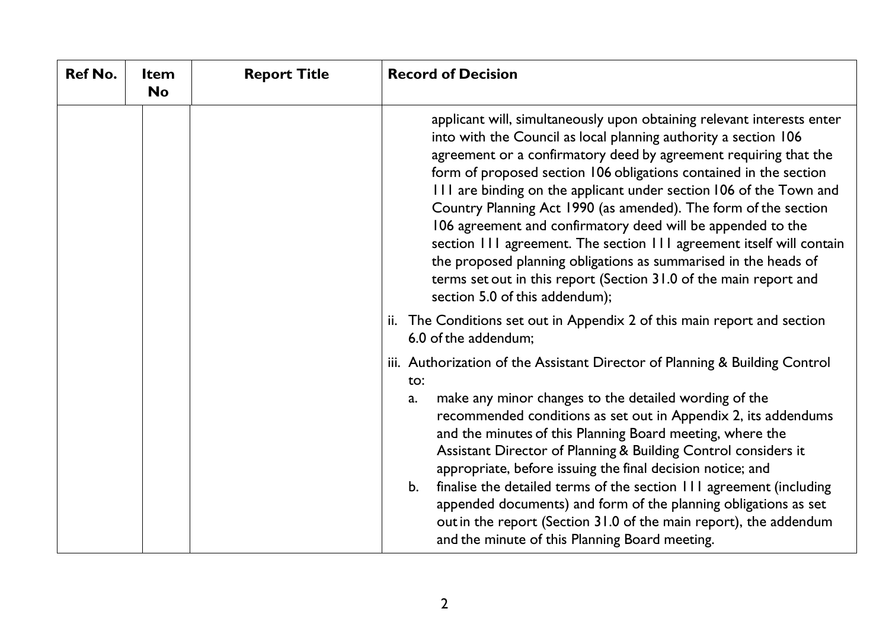| Ref No. | Item No | Report Title | Record of Decision |
|---|---|---|---|
| | | | applicant will, simultaneously upon obtaining relevant interests enter into with the Council as local planning authority a section 106 agreement or a confirmatory deed by agreement requiring that the form of proposed section 106 obligations contained in the section 111 are binding on the applicant under section 106 of the Town and Country Planning Act 1990 (as amended). The form of the section 106 agreement and confirmatory deed will be appended to the section 111 agreement. The section 111 agreement itself will contain the proposed planning obligations as summarised in the heads of terms set out in this report (Section 31.0 of the main report and section 5.0 of this addendum);<br><br>ii. The Conditions set out in Appendix 2 of this main report and section 6.0 of the addendum;<br><br>iii. Authorization of the Assistant Director of Planning & Building Control to:<br>a. make any minor changes to the detailed wording of the recommended conditions as set out in Appendix 2, its addendums and the minutes of this Planning Board meeting, where the Assistant Director of Planning & Building Control considers it appropriate, before issuing the final decision notice; and<br>b. finalise the detailed terms of the section 111 agreement (including appended documents) and form of the planning obligations as set out in the report (Section 31.0 of the main report), the addendum and the minute of this Planning Board meeting. |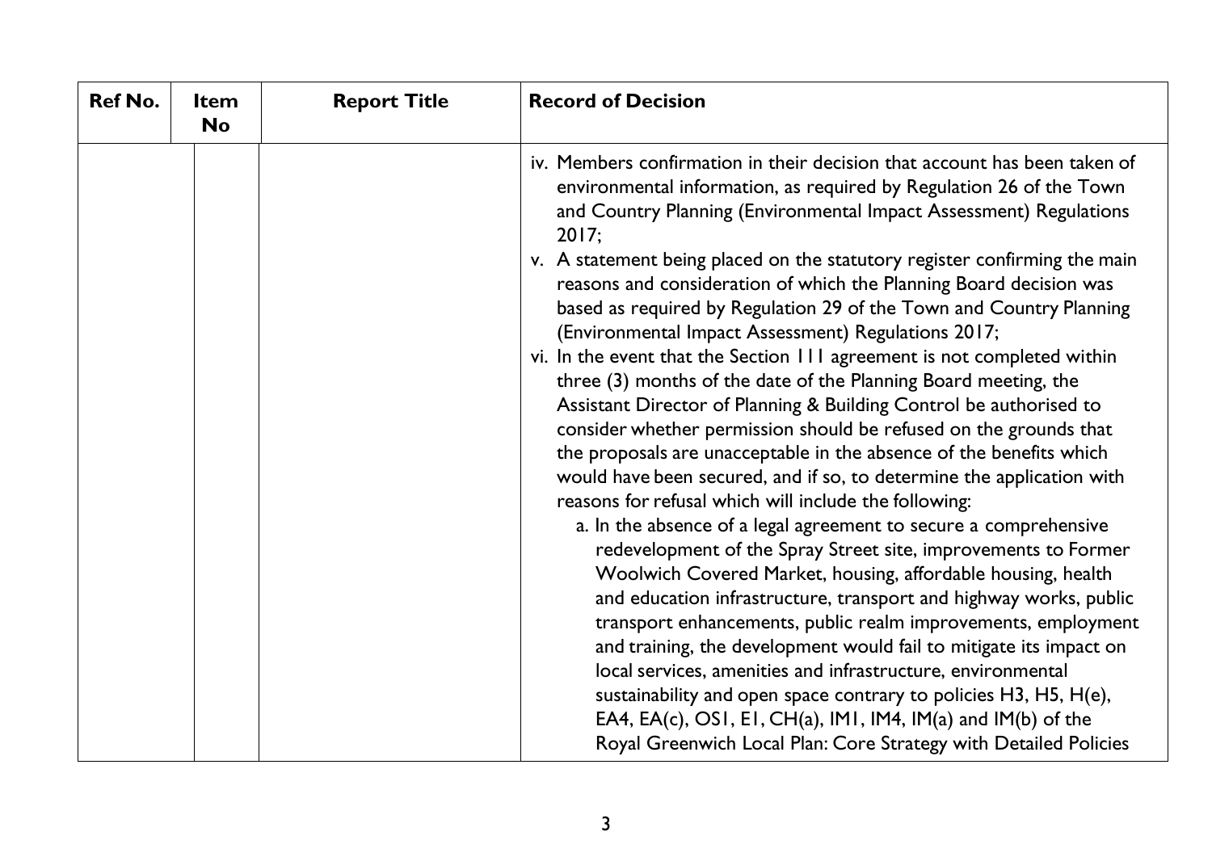| Ref No. | Item No | Report Title | Record of Decision |
| --- | --- | --- | --- |
| | | | iv. Members confirmation in their decision that account has been taken of environmental information, as required by Regulation 26 of the Town and Country Planning (Environmental Impact Assessment) Regulations 2017;<br>v. A statement being placed on the statutory register confirming the main reasons and consideration of which the Planning Board decision was based as required by Regulation 29 of the Town and Country Planning (Environmental Impact Assessment) Regulations 2017;<br>vi. In the event that the Section 111 agreement is not completed within three (3) months of the date of the Planning Board meeting, the Assistant Director of Planning & Building Control be authorised to consider whether permission should be refused on the grounds that the proposals are unacceptable in the absence of the benefits which would have been secured, and if so, to determine the application with reasons for refusal which will include the following:<br>a. In the absence of a legal agreement to secure a comprehensive redevelopment of the Spray Street site, improvements to Former Woolwich Covered Market, housing, affordable housing, health and education infrastructure, transport and highway works, public transport enhancements, public realm improvements, employment and training, the development would fail to mitigate its impact on local services, amenities and infrastructure, environmental sustainability and open space contrary to policies H3, H5, H(e), EA4, EA(c), OS1, E1, CH(a), IM1, IM4, IM(a) and IM(b) of the Royal Greenwich Local Plan: Core Strategy with Detailed Policies |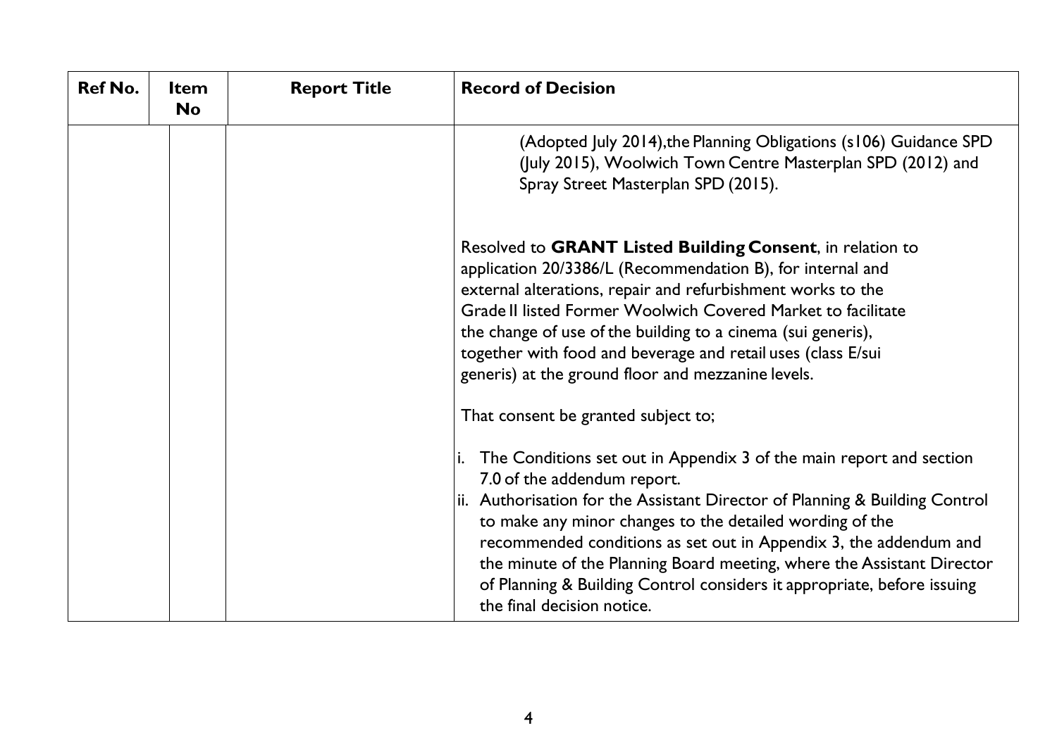| Ref No. | Item No | Report Title | Record of Decision |
| --- | --- | --- | --- |
| | | | (Adopted July 2014),the Planning Obligations (s106) Guidance SPD (July 2015), Woolwich Town Centre Masterplan SPD (2012) and Spray Street Masterplan SPD (2015).<br><br>Resolved to **GRANT Listed Building Consent**, in relation to application 20/3386/L (Recommendation B), for internal and external alterations, repair and refurbishment works to the Grade II listed Former Woolwich Covered Market to facilitate the change of use of the building to a cinema (sui generis), together with food and beverage and retail uses (class E/sui generis) at the ground floor and mezzanine levels.<br><br>That consent be granted subject to;<br><br>i. The Conditions set out in Appendix 3 of the main report and section 7.0 of the addendum report.<br>ii. Authorisation for the Assistant Director of Planning & Building Control to make any minor changes to the detailed wording of the recommended conditions as set out in Appendix 3, the addendum and the minute of the Planning Board meeting, where the Assistant Director of Planning & Building Control considers it appropriate, before issuing the final decision notice. |